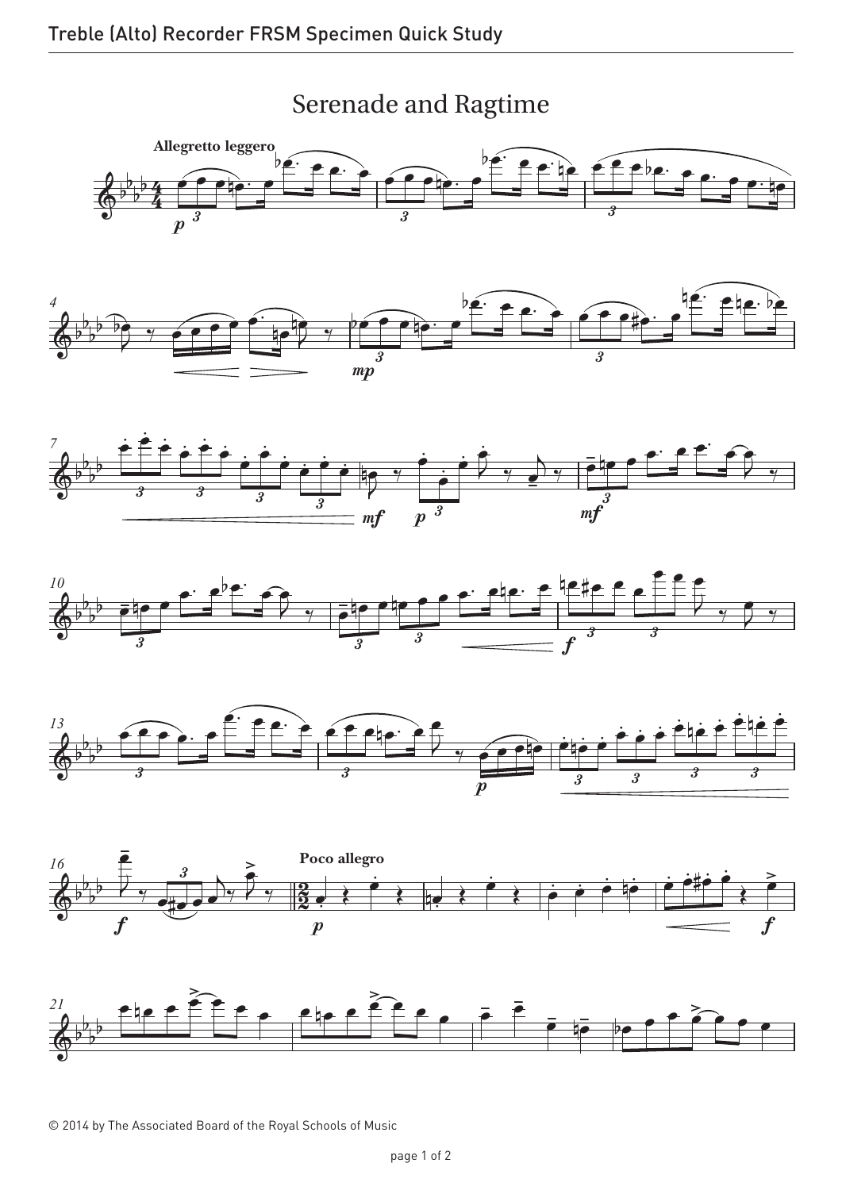# Serenade and Ragtime

**Allegretto leggero**

**Poco allegro**

© 2014 by The Associated Board of the Royal Schools of Music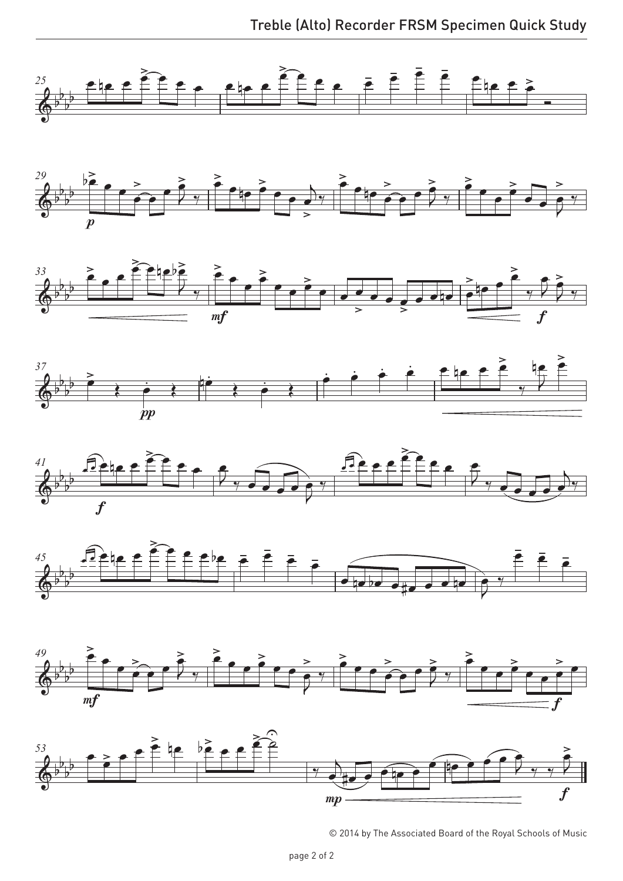© 2014 by The Associated Board of the Royal Schools of Music